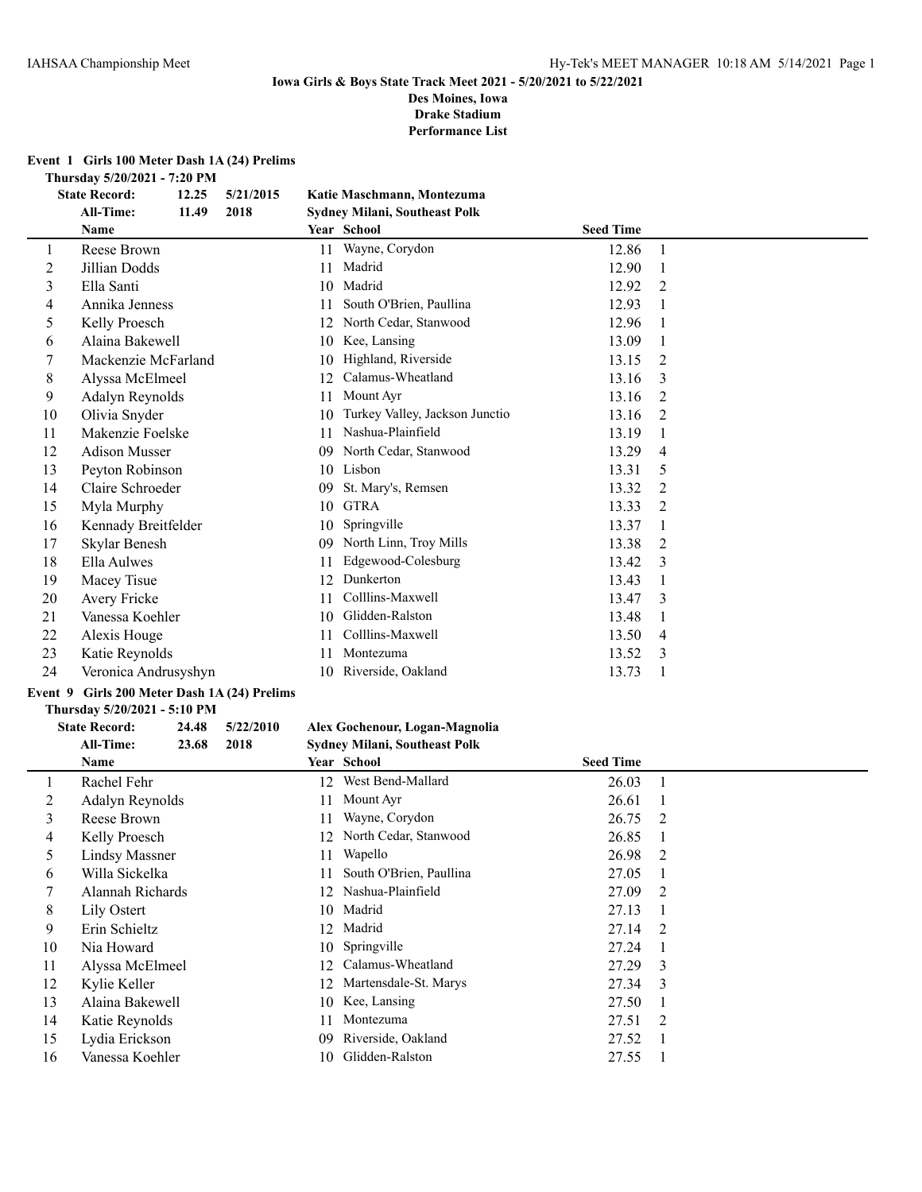**Iowa Girls & Boys State Track Meet 2021 - 5/20/2021 to 5/22/2021**
**Des Moines, Iowa**
**Drake Stadium**
**Performance List**

**Event 1 Girls 100 Meter Dash 1A (24) Prelims**

**Thursday 5/20/2021 - 7:20 PM**

**State Record: 12.25 5/21/2015 Katie Maschmann, Montezuma**
**All-Time: 11.49 2018 Sydney Milani, Southeast Polk**

| | Name | Year | School | Seed Time | |
|---|---|---|---|---|---|
| 1 | Reese Brown | 11 | Wayne, Corydon | 12.86 | 1 |
| 2 | Jillian Dodds | 11 | Madrid | 12.90 | 1 |
| 3 | Ella Santi | 10 | Madrid | 12.92 | 2 |
| 4 | Annika Jenness | 11 | South O'Brien, Paullina | 12.93 | 1 |
| 5 | Kelly Proesch | 12 | North Cedar, Stanwood | 12.96 | 1 |
| 6 | Alaina Bakewell | 10 | Kee, Lansing | 13.09 | 1 |
| 7 | Mackenzie McFarland | 10 | Highland, Riverside | 13.15 | 2 |
| 8 | Alyssa McElmeel | 12 | Calamus-Wheatland | 13.16 | 3 |
| 9 | Adalyn Reynolds | 11 | Mount Ayr | 13.16 | 2 |
| 10 | Olivia Snyder | 10 | Turkey Valley, Jackson Junctio | 13.16 | 2 |
| 11 | Makenzie Foelske | 11 | Nashua-Plainfield | 13.19 | 1 |
| 12 | Adison Musser | 09 | North Cedar, Stanwood | 13.29 | 4 |
| 13 | Peyton Robinson | 10 | Lisbon | 13.31 | 5 |
| 14 | Claire Schroeder | 09 | St. Mary's, Remsen | 13.32 | 2 |
| 15 | Myla Murphy | 10 | GTRA | 13.33 | 2 |
| 16 | Kennady Breitfelder | 10 | Springville | 13.37 | 1 |
| 17 | Skylar Benesh | 09 | North Linn, Troy Mills | 13.38 | 2 |
| 18 | Ella Aulwes | 11 | Edgewood-Colesburg | 13.42 | 3 |
| 19 | Macey Tisue | 12 | Dunkerton | 13.43 | 1 |
| 20 | Avery Fricke | 11 | Colllins-Maxwell | 13.47 | 3 |
| 21 | Vanessa Koehler | 10 | Glidden-Ralston | 13.48 | 1 |
| 22 | Alexis Houge | 11 | Colllins-Maxwell | 13.50 | 4 |
| 23 | Katie Reynolds | 11 | Montezuma | 13.52 | 3 |
| 24 | Veronica Andrusyshyn | 10 | Riverside, Oakland | 13.73 | 1 |

**Event 9 Girls 200 Meter Dash 1A (24) Prelims**

**Thursday 5/20/2021 - 5:10 PM**

**State Record: 24.48 5/22/2010 Alex Gochenour, Logan-Magnolia**
**All-Time: 23.68 2018 Sydney Milani, Southeast Polk**

| | Name | Year | School | Seed Time | |
|---|---|---|---|---|---|
| 1 | Rachel Fehr | 12 | West Bend-Mallard | 26.03 | 1 |
| 2 | Adalyn Reynolds | 11 | Mount Ayr | 26.61 | 1 |
| 3 | Reese Brown | 11 | Wayne, Corydon | 26.75 | 2 |
| 4 | Kelly Proesch | 12 | North Cedar, Stanwood | 26.85 | 1 |
| 5 | Lindsy Massner | 11 | Wapello | 26.98 | 2 |
| 6 | Willa Sickelka | 11 | South O'Brien, Paullina | 27.05 | 1 |
| 7 | Alannah Richards | 12 | Nashua-Plainfield | 27.09 | 2 |
| 8 | Lily Ostert | 10 | Madrid | 27.13 | 1 |
| 9 | Erin Schieltz | 12 | Madrid | 27.14 | 2 |
| 10 | Nia Howard | 10 | Springville | 27.24 | 1 |
| 11 | Alyssa McElmeel | 12 | Calamus-Wheatland | 27.29 | 3 |
| 12 | Kylie Keller | 12 | Martensdale-St. Marys | 27.34 | 3 |
| 13 | Alaina Bakewell | 10 | Kee, Lansing | 27.50 | 1 |
| 14 | Katie Reynolds | 11 | Montezuma | 27.51 | 2 |
| 15 | Lydia Erickson | 09 | Riverside, Oakland | 27.52 | 1 |
| 16 | Vanessa Koehler | 10 | Glidden-Ralston | 27.55 | 1 |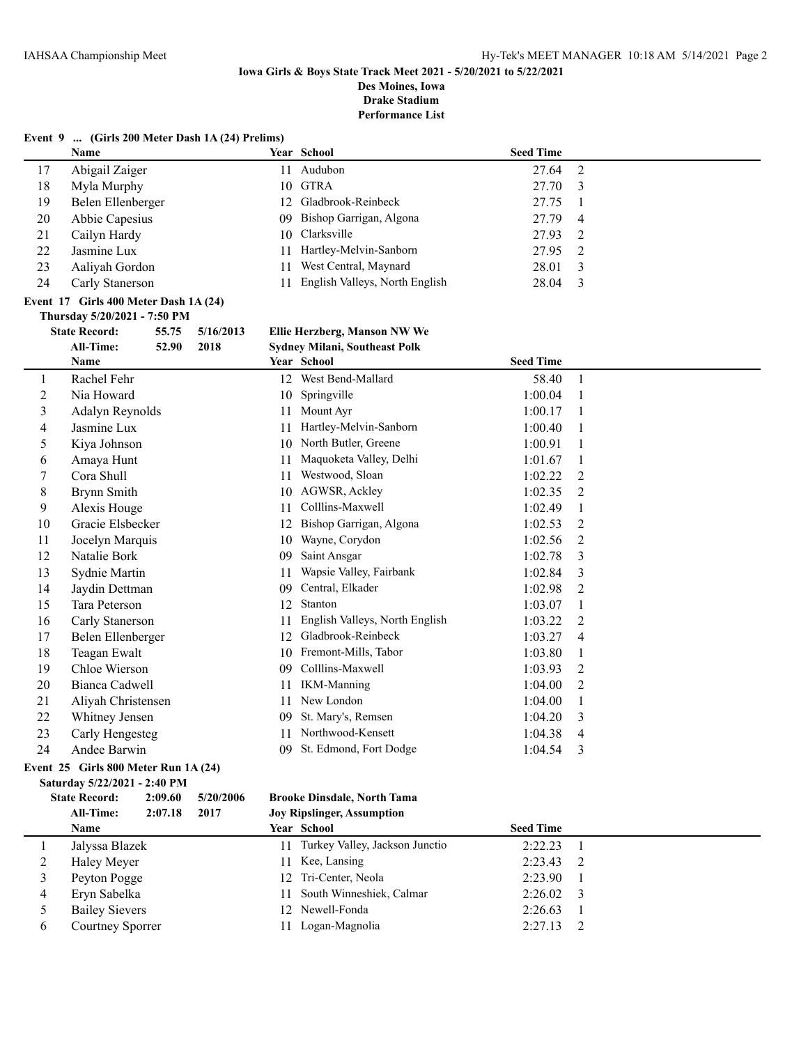**Iowa Girls & Boys State Track Meet 2021 - 5/20/2021 to 5/22/2021**
**Des Moines, Iowa**
**Drake Stadium**
**Performance List**

### Event 9 ... (Girls 200 Meter Dash 1A (24) Prelims)

| | Name | Year | School | Seed Time | |
|---|---|---|---|---|---|
| 17 | Abigail Zaiger | 11 | Audubon | 27.64 | 2 |
| 18 | Myla Murphy | 10 | GTRA | 27.70 | 3 |
| 19 | Belen Ellenberger | 12 | Gladbrook-Reinbeck | 27.75 | 1 |
| 20 | Abbie Capesius | 09 | Bishop Garrigan, Algona | 27.79 | 4 |
| 21 | Cailyn Hardy | 10 | Clarksville | 27.93 | 2 |
| 22 | Jasmine Lux | 11 | Hartley-Melvin-Sanborn | 27.95 | 2 |
| 23 | Aaliyah Gordon | 11 | West Central, Maynard | 28.01 | 3 |
| 24 | Carly Stanerson | 11 | English Valleys, North English | 28.04 | 3 |

### Event 17 Girls 400 Meter Dash 1A (24)

**Thursday 5/20/2021 - 7:50 PM**

**State Record:** 55.75 5/16/2013 **Ellie Herzberg, Manson NW We**
**All-Time:** 52.90 2018 **Sydney Milani, Southeast Polk**

| | Name | Year | School | Seed Time | |
|---|---|---|---|---|---|
| 1 | Rachel Fehr | 12 | West Bend-Mallard | 58.40 | 1 |
| 2 | Nia Howard | 10 | Springville | 1:00.04 | 1 |
| 3 | Adalyn Reynolds | 11 | Mount Ayr | 1:00.17 | 1 |
| 4 | Jasmine Lux | 11 | Hartley-Melvin-Sanborn | 1:00.40 | 1 |
| 5 | Kiya Johnson | 10 | North Butler, Greene | 1:00.91 | 1 |
| 6 | Amaya Hunt | 11 | Maquoketa Valley, Delhi | 1:01.67 | 1 |
| 7 | Cora Shull | 11 | Westwood, Sloan | 1:02.22 | 2 |
| 8 | Brynn Smith | 10 | AGWSR, Ackley | 1:02.35 | 2 |
| 9 | Alexis Houge | 11 | Colllins-Maxwell | 1:02.49 | 1 |
| 10 | Gracie Elsbecker | 12 | Bishop Garrigan, Algona | 1:02.53 | 2 |
| 11 | Jocelyn Marquis | 10 | Wayne, Corydon | 1:02.56 | 2 |
| 12 | Natalie Bork | 09 | Saint Ansgar | 1:02.78 | 3 |
| 13 | Sydnie Martin | 11 | Wapsie Valley, Fairbank | 1:02.84 | 3 |
| 14 | Jaydin Dettman | 09 | Central, Elkader | 1:02.98 | 2 |
| 15 | Tara Peterson | 12 | Stanton | 1:03.07 | 1 |
| 16 | Carly Stanerson | 11 | English Valleys, North English | 1:03.22 | 2 |
| 17 | Belen Ellenberger | 12 | Gladbrook-Reinbeck | 1:03.27 | 4 |
| 18 | Teagan Ewalt | 10 | Fremont-Mills, Tabor | 1:03.80 | 1 |
| 19 | Chloe Wierson | 09 | Colllins-Maxwell | 1:03.93 | 2 |
| 20 | Bianca Cadwell | 11 | IKM-Manning | 1:04.00 | 2 |
| 21 | Aliyah Christensen | 11 | New London | 1:04.00 | 1 |
| 22 | Whitney Jensen | 09 | St. Mary's, Remsen | 1:04.20 | 3 |
| 23 | Carly Hengesteg | 11 | Northwood-Kensett | 1:04.38 | 4 |
| 24 | Andee Barwin | 09 | St. Edmond, Fort Dodge | 1:04.54 | 3 |

### Event 25 Girls 800 Meter Run 1A (24)

**Saturday 5/22/2021 - 2:40 PM**

**State Record:** 2:09.60 5/20/2006 **Brooke Dinsdale, North Tama**
**All-Time:** 2:07.18 2017 **Joy Ripslinger, Assumption**

| | Name | Year | School | Seed Time | |
|---|---|---|---|---|---|
| 1 | Jalyssa Blazek | 11 | Turkey Valley, Jackson Junctio | 2:22.23 | 1 |
| 2 | Haley Meyer | 11 | Kee, Lansing | 2:23.43 | 2 |
| 3 | Peyton Pogge | 12 | Tri-Center, Neola | 2:23.90 | 1 |
| 4 | Eryn Sabelka | 11 | South Winneshiek, Calmar | 2:26.02 | 3 |
| 5 | Bailey Sievers | 12 | Newell-Fonda | 2:26.63 | 1 |
| 6 | Courtney Sporrer | 11 | Logan-Magnolia | 2:27.13 | 2 |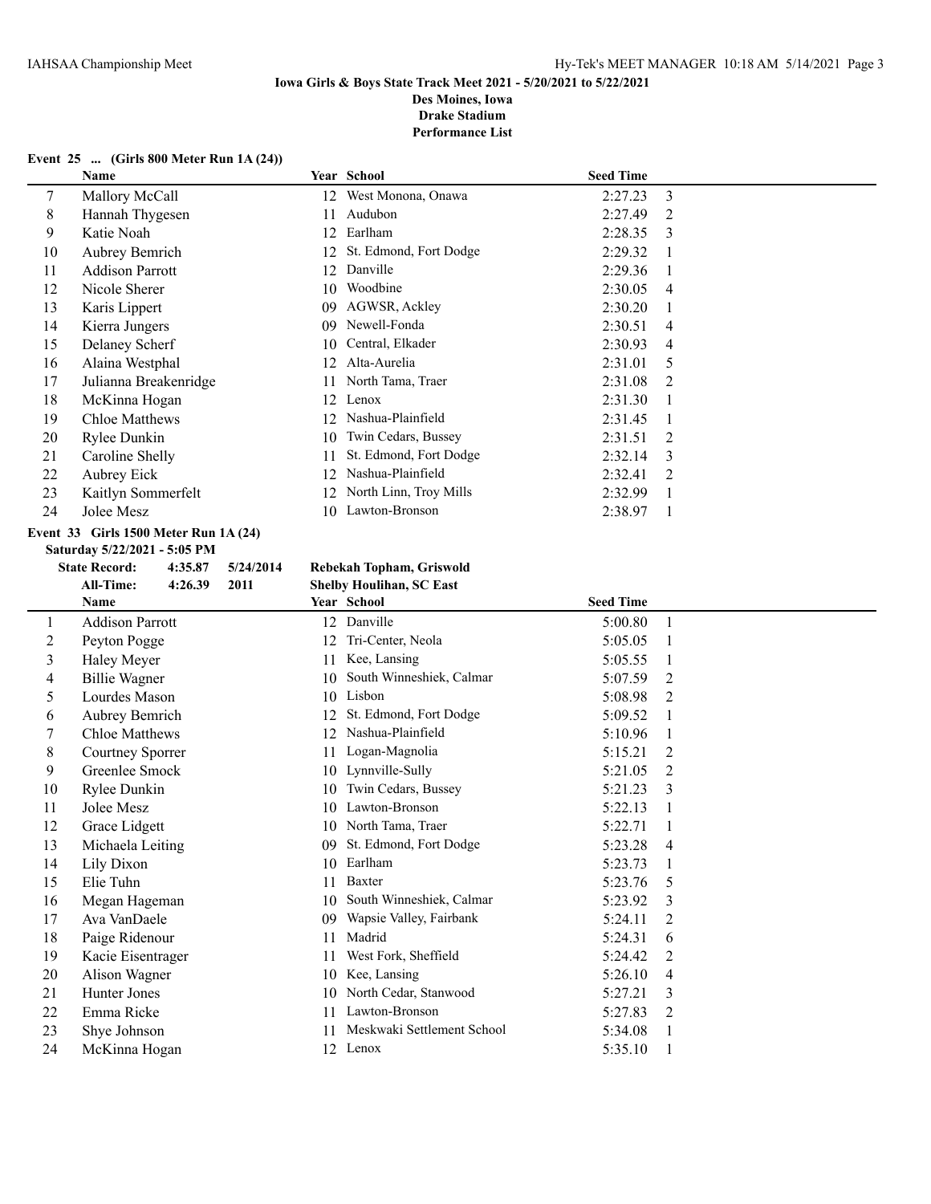**Iowa Girls & Boys State Track Meet 2021 - 5/20/2021 to 5/22/2021**
**Des Moines, Iowa**
**Drake Stadium**
**Performance List**

### Event 25 ... (Girls 800 Meter Run 1A (24))

| | Name | Year | School | Seed Time | |
|---|---|---|---|---|---|
| 7 | Mallory McCall | 12 | West Monona, Onawa | 2:27.23 | 3 |
| 8 | Hannah Thygesen | 11 | Audubon | 2:27.49 | 2 |
| 9 | Katie Noah | 12 | Earlham | 2:28.35 | 3 |
| 10 | Aubrey Bemrich | 12 | St. Edmond, Fort Dodge | 2:29.32 | 1 |
| 11 | Addison Parrott | 12 | Danville | 2:29.36 | 1 |
| 12 | Nicole Sherer | 10 | Woodbine | 2:30.05 | 4 |
| 13 | Karis Lippert | 09 | AGWSR, Ackley | 2:30.20 | 1 |
| 14 | Kierra Jungers | 09 | Newell-Fonda | 2:30.51 | 4 |
| 15 | Delaney Scherf | 10 | Central, Elkader | 2:30.93 | 4 |
| 16 | Alaina Westphal | 12 | Alta-Aurelia | 2:31.01 | 5 |
| 17 | Julianna Breakenridge | 11 | North Tama, Traer | 2:31.08 | 2 |
| 18 | McKinna Hogan | 12 | Lenox | 2:31.30 | 1 |
| 19 | Chloe Matthews | 12 | Nashua-Plainfield | 2:31.45 | 1 |
| 20 | Rylee Dunkin | 10 | Twin Cedars, Bussey | 2:31.51 | 2 |
| 21 | Caroline Shelly | 11 | St. Edmond, Fort Dodge | 2:32.14 | 3 |
| 22 | Aubrey Eick | 12 | Nashua-Plainfield | 2:32.41 | 2 |
| 23 | Kaitlyn Sommerfelt | 12 | North Linn, Troy Mills | 2:32.99 | 1 |
| 24 | Jolee Mesz | 10 | Lawton-Bronson | 2:38.97 | 1 |

### Event 33 Girls 1500 Meter Run 1A (24)

**Saturday 5/22/2021 - 5:05 PM**

**State Record:** 4:35.87 5/24/2014 **Rebekah Topham, Griswold**
**All-Time:** 4:26.39 2011 **Shelby Houlihan, SC East**

| | Name | Year | School | Seed Time | |
|---|---|---|---|---|---|
| 1 | Addison Parrott | 12 | Danville | 5:00.80 | 1 |
| 2 | Peyton Pogge | 12 | Tri-Center, Neola | 5:05.05 | 1 |
| 3 | Haley Meyer | 11 | Kee, Lansing | 5:05.55 | 1 |
| 4 | Billie Wagner | 10 | South Winneshiek, Calmar | 5:07.59 | 2 |
| 5 | Lourdes Mason | 10 | Lisbon | 5:08.98 | 2 |
| 6 | Aubrey Bemrich | 12 | St. Edmond, Fort Dodge | 5:09.52 | 1 |
| 7 | Chloe Matthews | 12 | Nashua-Plainfield | 5:10.96 | 1 |
| 8 | Courtney Sporrer | 11 | Logan-Magnolia | 5:15.21 | 2 |
| 9 | Greenlee Smock | 10 | Lynnville-Sully | 5:21.05 | 2 |
| 10 | Rylee Dunkin | 10 | Twin Cedars, Bussey | 5:21.23 | 3 |
| 11 | Jolee Mesz | 10 | Lawton-Bronson | 5:22.13 | 1 |
| 12 | Grace Lidgett | 10 | North Tama, Traer | 5:22.71 | 1 |
| 13 | Michaela Leiting | 09 | St. Edmond, Fort Dodge | 5:23.28 | 4 |
| 14 | Lily Dixon | 10 | Earlham | 5:23.73 | 1 |
| 15 | Elie Tuhn | 11 | Baxter | 5:23.76 | 5 |
| 16 | Megan Hageman | 10 | South Winneshiek, Calmar | 5:23.92 | 3 |
| 17 | Ava VanDaele | 09 | Wapsie Valley, Fairbank | 5:24.11 | 2 |
| 18 | Paige Ridenour | 11 | Madrid | 5:24.31 | 6 |
| 19 | Kacie Eisentrager | 11 | West Fork, Sheffield | 5:24.42 | 2 |
| 20 | Alison Wagner | 10 | Kee, Lansing | 5:26.10 | 4 |
| 21 | Hunter Jones | 10 | North Cedar, Stanwood | 5:27.21 | 3 |
| 22 | Emma Ricke | 11 | Lawton-Bronson | 5:27.83 | 2 |
| 23 | Shye Johnson | 11 | Meskwaki Settlement School | 5:34.08 | 1 |
| 24 | McKinna Hogan | 12 | Lenox | 5:35.10 | 1 |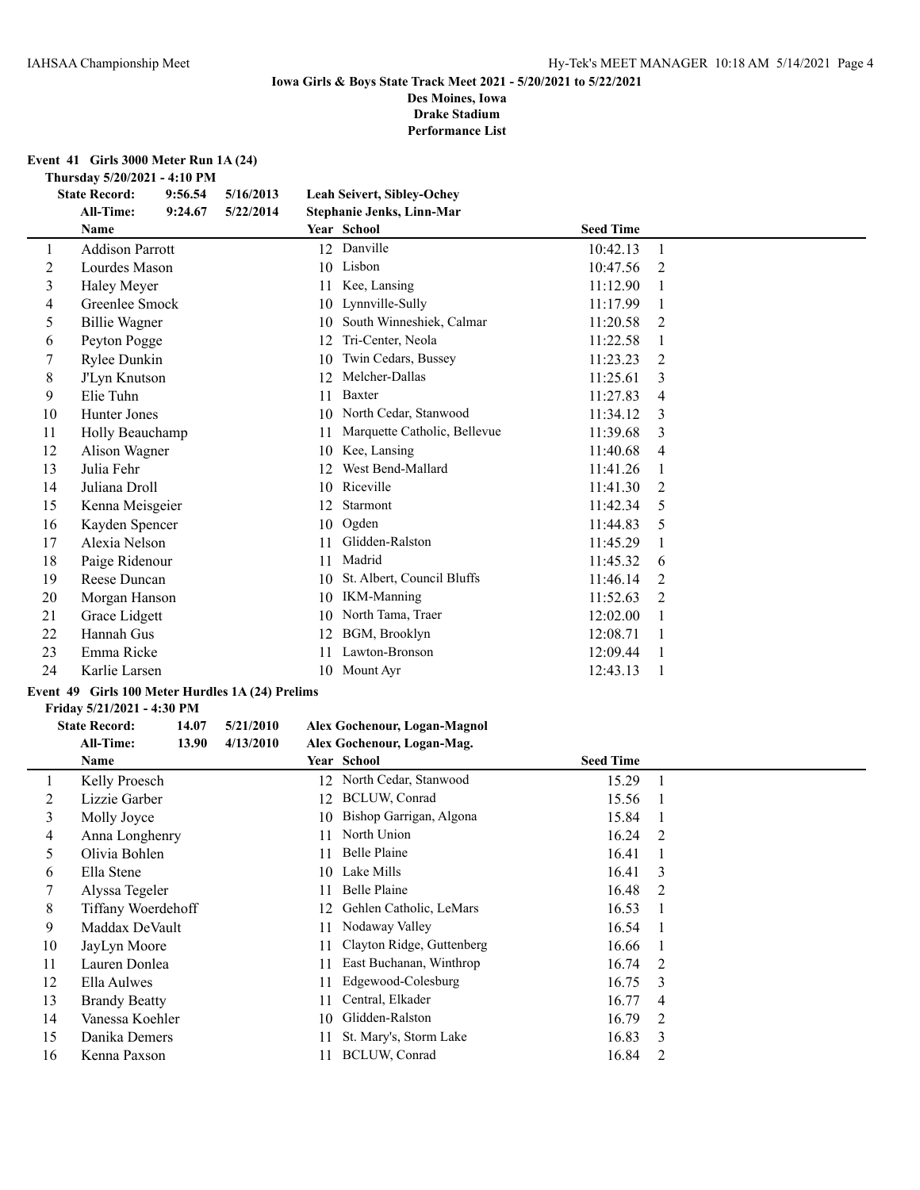**Iowa Girls & Boys State Track Meet 2021 - 5/20/2021 to 5/22/2021**

**Des Moines, Iowa**

**Drake Stadium**

**Performance List**

## Event 41 Girls 3000 Meter Run 1A (24)

**Thursday 5/20/2021 - 4:10 PM**

| | | | |
|---|---|---|---|
| **State Record:** | **9:56.54** | **5/16/2013** | **Leah Seivert, Sibley-Ochey** |
| **All-Time:** | **9:24.67** | **5/22/2014** | **Stephanie Jenks, Linn-Mar** |

| | Name | Year | School | Seed Time | |
|---|---|---|---|---|---|
| 1 | Addison Parrott | 12 | Danville | 10:42.13 | 1 |
| 2 | Lourdes Mason | 10 | Lisbon | 10:47.56 | 2 |
| 3 | Haley Meyer | 11 | Kee, Lansing | 11:12.90 | 1 |
| 4 | Greenlee Smock | 10 | Lynnville-Sully | 11:17.99 | 1 |
| 5 | Billie Wagner | 10 | South Winneshiek, Calmar | 11:20.58 | 2 |
| 6 | Peyton Pogge | 12 | Tri-Center, Neola | 11:22.58 | 1 |
| 7 | Rylee Dunkin | 10 | Twin Cedars, Bussey | 11:23.23 | 2 |
| 8 | J'Lyn Knutson | 12 | Melcher-Dallas | 11:25.61 | 3 |
| 9 | Elie Tuhn | 11 | Baxter | 11:27.83 | 4 |
| 10 | Hunter Jones | 10 | North Cedar, Stanwood | 11:34.12 | 3 |
| 11 | Holly Beauchamp | 11 | Marquette Catholic, Bellevue | 11:39.68 | 3 |
| 12 | Alison Wagner | 10 | Kee, Lansing | 11:40.68 | 4 |
| 13 | Julia Fehr | 12 | West Bend-Mallard | 11:41.26 | 1 |
| 14 | Juliana Droll | 10 | Riceville | 11:41.30 | 2 |
| 15 | Kenna Meisgeier | 12 | Starmont | 11:42.34 | 5 |
| 16 | Kayden Spencer | 10 | Ogden | 11:44.83 | 5 |
| 17 | Alexia Nelson | 11 | Glidden-Ralston | 11:45.29 | 1 |
| 18 | Paige Ridenour | 11 | Madrid | 11:45.32 | 6 |
| 19 | Reese Duncan | 10 | St. Albert, Council Bluffs | 11:46.14 | 2 |
| 20 | Morgan Hanson | 10 | IKM-Manning | 11:52.63 | 2 |
| 21 | Grace Lidgett | 10 | North Tama, Traer | 12:02.00 | 1 |
| 22 | Hannah Gus | 12 | BGM, Brooklyn | 12:08.71 | 1 |
| 23 | Emma Ricke | 11 | Lawton-Bronson | 12:09.44 | 1 |
| 24 | Karlie Larsen | 10 | Mount Ayr | 12:43.13 | 1 |

## Event 49 Girls 100 Meter Hurdles 1A (24) Prelims

**Friday 5/21/2021 - 4:30 PM**

| | | | |
|---|---|---|---|
| **State Record:** | **14.07** | **5/21/2010** | **Alex Gochenour, Logan-Magnol** |
| **All-Time:** | **13.90** | **4/13/2010** | **Alex Gochenour, Logan-Mag.** |

| | Name | Year | School | Seed Time | |
|---|---|---|---|---|---|
| 1 | Kelly Proesch | 12 | North Cedar, Stanwood | 15.29 | 1 |
| 2 | Lizzie Garber | 12 | BCLUW, Conrad | 15.56 | 1 |
| 3 | Molly Joyce | 10 | Bishop Garrigan, Algona | 15.84 | 1 |
| 4 | Anna Longhenry | 11 | North Union | 16.24 | 2 |
| 5 | Olivia Bohlen | 11 | Belle Plaine | 16.41 | 1 |
| 6 | Ella Stene | 10 | Lake Mills | 16.41 | 3 |
| 7 | Alyssa Tegeler | 11 | Belle Plaine | 16.48 | 2 |
| 8 | Tiffany Woerdehoff | 12 | Gehlen Catholic, LeMars | 16.53 | 1 |
| 9 | Maddax DeVault | 11 | Nodaway Valley | 16.54 | 1 |
| 10 | JayLyn Moore | 11 | Clayton Ridge, Guttenberg | 16.66 | 1 |
| 11 | Lauren Donlea | 11 | East Buchanan, Winthrop | 16.74 | 2 |
| 12 | Ella Aulwes | 11 | Edgewood-Colesburg | 16.75 | 3 |
| 13 | Brandy Beatty | 11 | Central, Elkader | 16.77 | 4 |
| 14 | Vanessa Koehler | 10 | Glidden-Ralston | 16.79 | 2 |
| 15 | Danika Demers | 11 | St. Mary's, Storm Lake | 16.83 | 3 |
| 16 | Kenna Paxson | 11 | BCLUW, Conrad | 16.84 | 2 |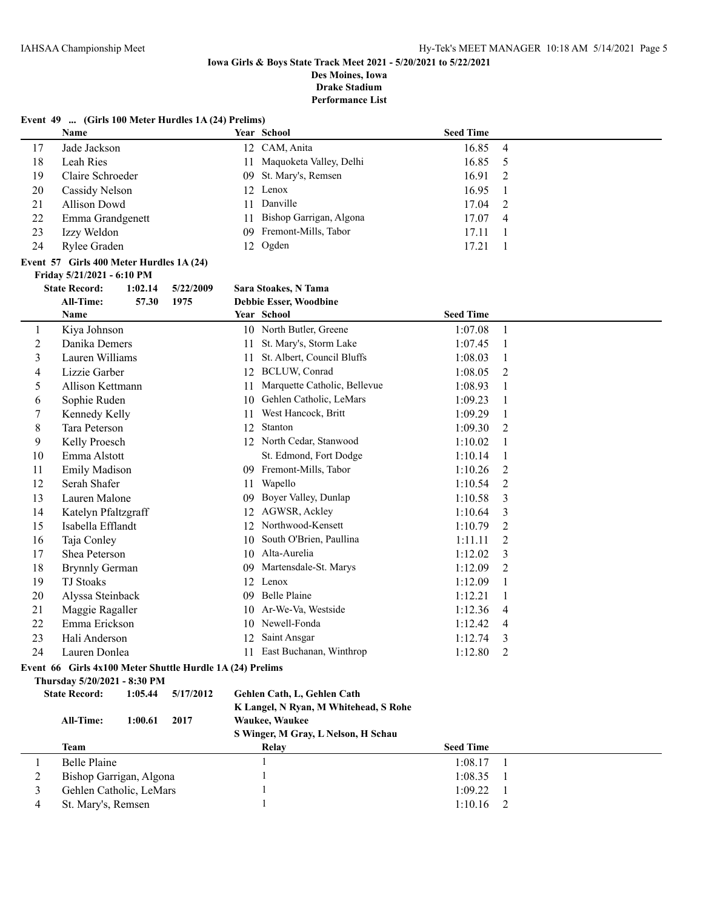**Iowa Girls & Boys State Track Meet 2021 - 5/20/2021 to 5/22/2021**
**Des Moines, Iowa**
**Drake Stadium**
**Performance List**

### Event 49 ... (Girls 100 Meter Hurdles 1A (24) Prelims)

| | Name | Year | School | Seed Time | |
|---|---|---|---|---|---|
| 17 | Jade Jackson | 12 | CAM, Anita | 16.85 | 4 |
| 18 | Leah Ries | 11 | Maquoketa Valley, Delhi | 16.85 | 5 |
| 19 | Claire Schroeder | 09 | St. Mary's, Remsen | 16.91 | 2 |
| 20 | Cassidy Nelson | 12 | Lenox | 16.95 | 1 |
| 21 | Allison Dowd | 11 | Danville | 17.04 | 2 |
| 22 | Emma Grandgenett | 11 | Bishop Garrigan, Algona | 17.07 | 4 |
| 23 | Izzy Weldon | 09 | Fremont-Mills, Tabor | 17.11 | 1 |
| 24 | Rylee Graden | 12 | Ogden | 17.21 | 1 |

### Event 57 Girls 400 Meter Hurdles 1A (24)

**Friday 5/21/2021 - 6:10 PM**

**State Record:** 1:02.14 5/22/2009 **Sara Stoakes, N Tama**
**All-Time:** 57.30 1975 **Debbie Esser, Woodbine**

| | Name | Year | School | Seed Time | |
|---|---|---|---|---|---|
| 1 | Kiya Johnson | 10 | North Butler, Greene | 1:07.08 | 1 |
| 2 | Danika Demers | 11 | St. Mary's, Storm Lake | 1:07.45 | 1 |
| 3 | Lauren Williams | 11 | St. Albert, Council Bluffs | 1:08.03 | 1 |
| 4 | Lizzie Garber | 12 | BCLUW, Conrad | 1:08.05 | 2 |
| 5 | Allison Kettmann | 11 | Marquette Catholic, Bellevue | 1:08.93 | 1 |
| 6 | Sophie Ruden | 10 | Gehlen Catholic, LeMars | 1:09.23 | 1 |
| 7 | Kennedy Kelly | 11 | West Hancock, Britt | 1:09.29 | 1 |
| 8 | Tara Peterson | 12 | Stanton | 1:09.30 | 2 |
| 9 | Kelly Proesch | 12 | North Cedar, Stanwood | 1:10.02 | 1 |
| 10 | Emma Alstott | | St. Edmond, Fort Dodge | 1:10.14 | 1 |
| 11 | Emily Madison | 09 | Fremont-Mills, Tabor | 1:10.26 | 2 |
| 12 | Serah Shafer | 11 | Wapello | 1:10.54 | 2 |
| 13 | Lauren Malone | 09 | Boyer Valley, Dunlap | 1:10.58 | 3 |
| 14 | Katelyn Pfaltzgraff | 12 | AGWSR, Ackley | 1:10.64 | 3 |
| 15 | Isabella Efflandt | 12 | Northwood-Kensett | 1:10.79 | 2 |
| 16 | Taja Conley | 10 | South O'Brien, Paullina | 1:11.11 | 2 |
| 17 | Shea Peterson | 10 | Alta-Aurelia | 1:12.02 | 3 |
| 18 | Brynnly German | 09 | Martensdale-St. Marys | 1:12.09 | 2 |
| 19 | TJ Stoaks | 12 | Lenox | 1:12.09 | 1 |
| 20 | Alyssa Steinback | 09 | Belle Plaine | 1:12.21 | 1 |
| 21 | Maggie Ragaller | 10 | Ar-We-Va, Westside | 1:12.36 | 4 |
| 22 | Emma Erickson | 10 | Newell-Fonda | 1:12.42 | 4 |
| 23 | Hali Anderson | 12 | Saint Ansgar | 1:12.74 | 3 |
| 24 | Lauren Donlea | 11 | East Buchanan, Winthrop | 1:12.80 | 2 |

### Event 66 Girls 4x100 Meter Shuttle Hurdle 1A (24) Prelims

**Thursday 5/20/2021 - 8:30 PM**

**State Record:** 1:05.44 5/17/2012 **Gehlen Cath, L, Gehlen Cath**
**K Langel, N Ryan, M Whitehead, S Rohe**
**All-Time:** 1:00.61 2017 **Waukee, Waukee**
**S Winger, M Gray, L Nelson, H Schau**

| | Team | Relay | Seed Time | |
|---|---|---|---|---|
| 1 | Belle Plaine | 1 | 1:08.17 | 1 |
| 2 | Bishop Garrigan, Algona | 1 | 1:08.35 | 1 |
| 3 | Gehlen Catholic, LeMars | 1 | 1:09.22 | 1 |
| 4 | St. Mary's, Remsen | 1 | 1:10.16 | 2 |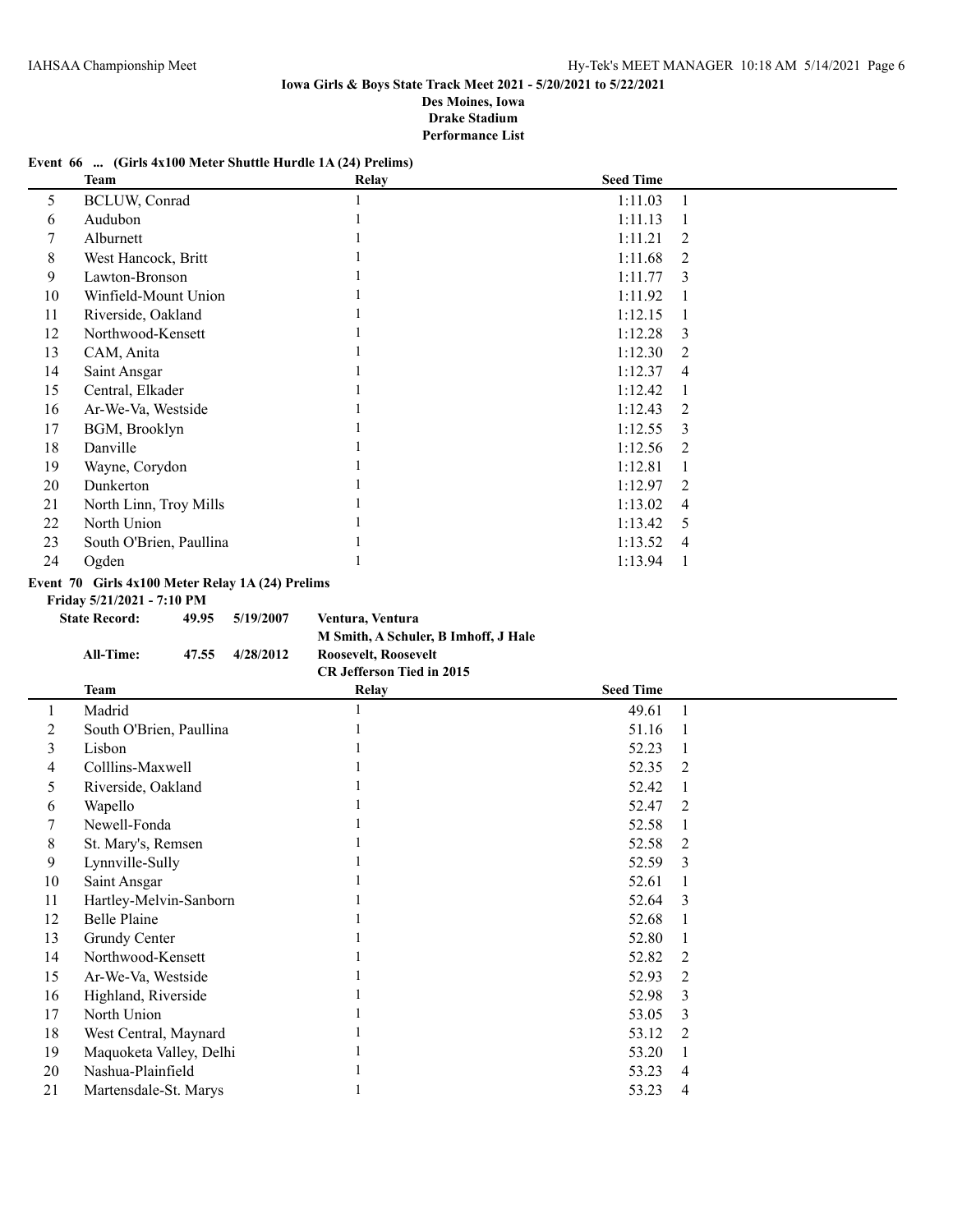**Iowa Girls & Boys State Track Meet 2021 - 5/20/2021 to 5/22/2021**
**Des Moines, Iowa**
**Drake Stadium**
**Performance List**

**Event 66 ... (Girls 4x100 Meter Shuttle Hurdle 1A (24) Prelims)**

| | Team | Relay | Seed Time | |
|---|---|---|---|---|
| 5 | BCLUW, Conrad | 1 | 1:11.03 | 1 |
| 6 | Audubon | 1 | 1:11.13 | 1 |
| 7 | Alburnett | 1 | 1:11.21 | 2 |
| 8 | West Hancock, Britt | 1 | 1:11.68 | 2 |
| 9 | Lawton-Bronson | 1 | 1:11.77 | 3 |
| 10 | Winfield-Mount Union | 1 | 1:11.92 | 1 |
| 11 | Riverside, Oakland | 1 | 1:12.15 | 1 |
| 12 | Northwood-Kensett | 1 | 1:12.28 | 3 |
| 13 | CAM, Anita | 1 | 1:12.30 | 2 |
| 14 | Saint Ansgar | 1 | 1:12.37 | 4 |
| 15 | Central, Elkader | 1 | 1:12.42 | 1 |
| 16 | Ar-We-Va, Westside | 1 | 1:12.43 | 2 |
| 17 | BGM, Brooklyn | 1 | 1:12.55 | 3 |
| 18 | Danville | 1 | 1:12.56 | 2 |
| 19 | Wayne, Corydon | 1 | 1:12.81 | 1 |
| 20 | Dunkerton | 1 | 1:12.97 | 2 |
| 21 | North Linn, Troy Mills | 1 | 1:13.02 | 4 |
| 22 | North Union | 1 | 1:13.42 | 5 |
| 23 | South O'Brien, Paullina | 1 | 1:13.52 | 4 |
| 24 | Ogden | 1 | 1:13.94 | 1 |

**Event 70 Girls 4x100 Meter Relay 1A (24) Prelims**

**Friday 5/21/2021 - 7:10 PM**

| | | | |
|---|---|---|---|
| **State Record:** | **49.95** | **5/19/2007** | **Ventura, Ventura** |
| | | | **M Smith, A Schuler, B Imhoff, J Hale** |
| **All-Time:** | **47.55** | **4/28/2012** | **Roosevelt, Roosevelt** |
| | | | **CR Jefferson Tied in 2015** |

| | Team | Relay | Seed Time | |
|---|---|---|---|---|
| 1 | Madrid | 1 | 49.61 | 1 |
| 2 | South O'Brien, Paullina | 1 | 51.16 | 1 |
| 3 | Lisbon | 1 | 52.23 | 1 |
| 4 | Colllins-Maxwell | 1 | 52.35 | 2 |
| 5 | Riverside, Oakland | 1 | 52.42 | 1 |
| 6 | Wapello | 1 | 52.47 | 2 |
| 7 | Newell-Fonda | 1 | 52.58 | 1 |
| 8 | St. Mary's, Remsen | 1 | 52.58 | 2 |
| 9 | Lynnville-Sully | 1 | 52.59 | 3 |
| 10 | Saint Ansgar | 1 | 52.61 | 1 |
| 11 | Hartley-Melvin-Sanborn | 1 | 52.64 | 3 |
| 12 | Belle Plaine | 1 | 52.68 | 1 |
| 13 | Grundy Center | 1 | 52.80 | 1 |
| 14 | Northwood-Kensett | 1 | 52.82 | 2 |
| 15 | Ar-We-Va, Westside | 1 | 52.93 | 2 |
| 16 | Highland, Riverside | 1 | 52.98 | 3 |
| 17 | North Union | 1 | 53.05 | 3 |
| 18 | West Central, Maynard | 1 | 53.12 | 2 |
| 19 | Maquoketa Valley, Delhi | 1 | 53.20 | 1 |
| 20 | Nashua-Plainfield | 1 | 53.23 | 4 |
| 21 | Martensdale-St. Marys | 1 | 53.23 | 4 |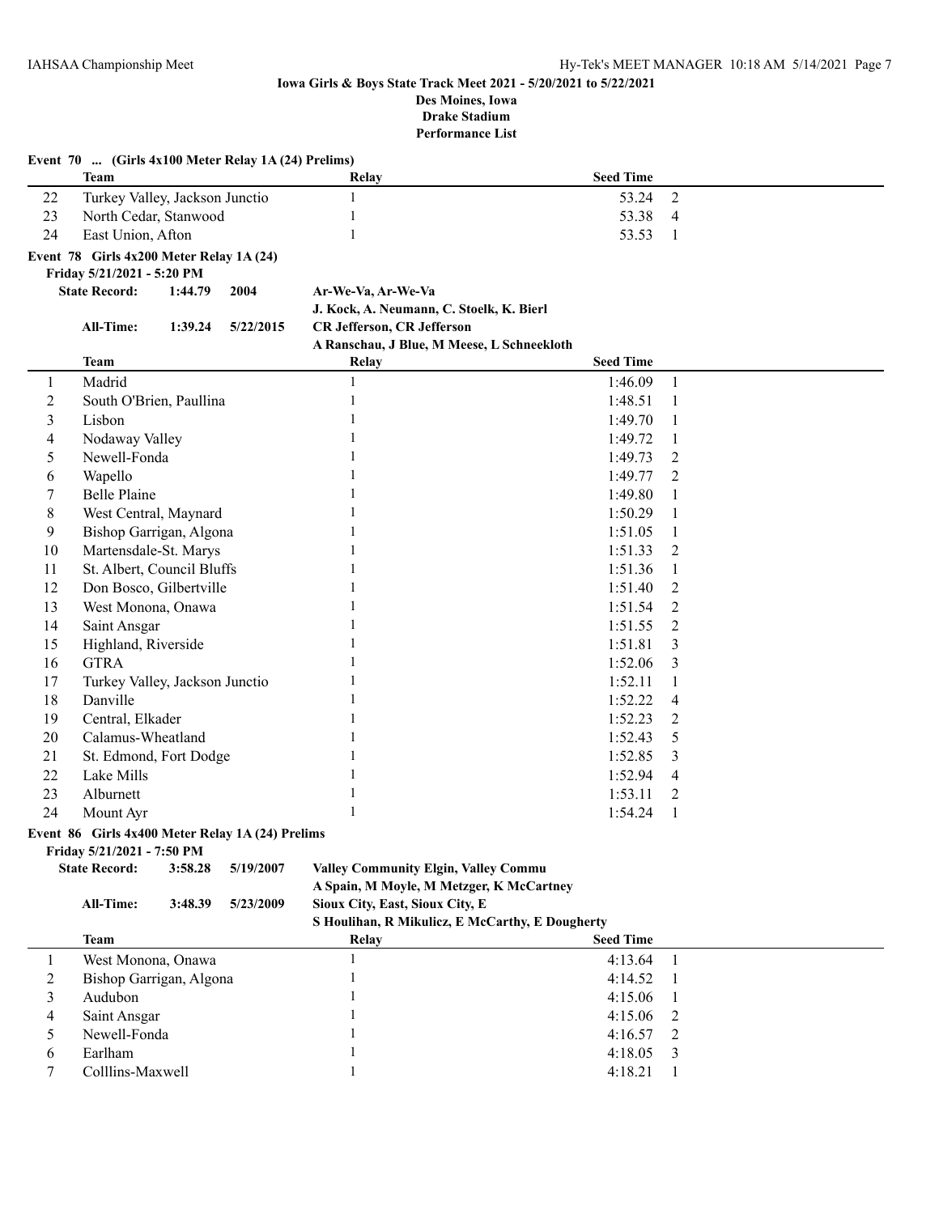**Iowa Girls & Boys State Track Meet 2021 - 5/20/2021 to 5/22/2021**
**Des Moines, Iowa**
**Drake Stadium**
**Performance List**

**Event 70 ... (Girls 4x100 Meter Relay 1A (24) Prelims)**

| | Team | Relay | Seed Time | |
|---|---|---|---|---|
| 22 | Turkey Valley, Jackson Junctio | 1 | 53.24 | 2 |
| 23 | North Cedar, Stanwood | 1 | 53.38 | 4 |
| 24 | East Union, Afton | 1 | 53.53 | 1 |

**Event 78 Girls 4x200 Meter Relay 1A (24)**
**Friday 5/21/2021 - 5:20 PM**

**State Record:** **1:44.79** **2004** **Ar-We-Va, Ar-We-Va**
**J. Kock, A. Neumann, C. Stoelk, K. Bierl**
**All-Time:** **1:39.24** **5/22/2015** **CR Jefferson, CR Jefferson**
**A Ranschau, J Blue, M Meese, L Schneekloth**

| | Team | Relay | Seed Time | |
|---|---|---|---|---|
| 1 | Madrid | 1 | 1:46.09 | 1 |
| 2 | South O'Brien, Paullina | 1 | 1:48.51 | 1 |
| 3 | Lisbon | 1 | 1:49.70 | 1 |
| 4 | Nodaway Valley | 1 | 1:49.72 | 1 |
| 5 | Newell-Fonda | 1 | 1:49.73 | 2 |
| 6 | Wapello | 1 | 1:49.77 | 2 |
| 7 | Belle Plaine | 1 | 1:49.80 | 1 |
| 8 | West Central, Maynard | 1 | 1:50.29 | 1 |
| 9 | Bishop Garrigan, Algona | 1 | 1:51.05 | 1 |
| 10 | Martensdale-St. Marys | 1 | 1:51.33 | 2 |
| 11 | St. Albert, Council Bluffs | 1 | 1:51.36 | 1 |
| 12 | Don Bosco, Gilbertville | 1 | 1:51.40 | 2 |
| 13 | West Monona, Onawa | 1 | 1:51.54 | 2 |
| 14 | Saint Ansgar | 1 | 1:51.55 | 2 |
| 15 | Highland, Riverside | 1 | 1:51.81 | 3 |
| 16 | GTRA | 1 | 1:52.06 | 3 |
| 17 | Turkey Valley, Jackson Junctio | 1 | 1:52.11 | 1 |
| 18 | Danville | 1 | 1:52.22 | 4 |
| 19 | Central, Elkader | 1 | 1:52.23 | 2 |
| 20 | Calamus-Wheatland | 1 | 1:52.43 | 5 |
| 21 | St. Edmond, Fort Dodge | 1 | 1:52.85 | 3 |
| 22 | Lake Mills | 1 | 1:52.94 | 4 |
| 23 | Alburnett | 1 | 1:53.11 | 2 |
| 24 | Mount Ayr | 1 | 1:54.24 | 1 |

**Event 86 Girls 4x400 Meter Relay 1A (24) Prelims**
**Friday 5/21/2021 - 7:50 PM**

**State Record:** **3:58.28** **5/19/2007** **Valley Community Elgin, Valley Commu**
**A Spain, M Moyle, M Metzger, K McCartney**
**All-Time:** **3:48.39** **5/23/2009** **Sioux City, East, Sioux City, E**
**S Houlihan, R Mikulicz, E McCarthy, E Dougherty**

| | Team | Relay | Seed Time | |
|---|---|---|---|---|
| 1 | West Monona, Onawa | 1 | 4:13.64 | 1 |
| 2 | Bishop Garrigan, Algona | 1 | 4:14.52 | 1 |
| 3 | Audubon | 1 | 4:15.06 | 1 |
| 4 | Saint Ansgar | 1 | 4:15.06 | 2 |
| 5 | Newell-Fonda | 1 | 4:16.57 | 2 |
| 6 | Earlham | 1 | 4:18.05 | 3 |
| 7 | Colllins-Maxwell | 1 | 4:18.21 | 1 |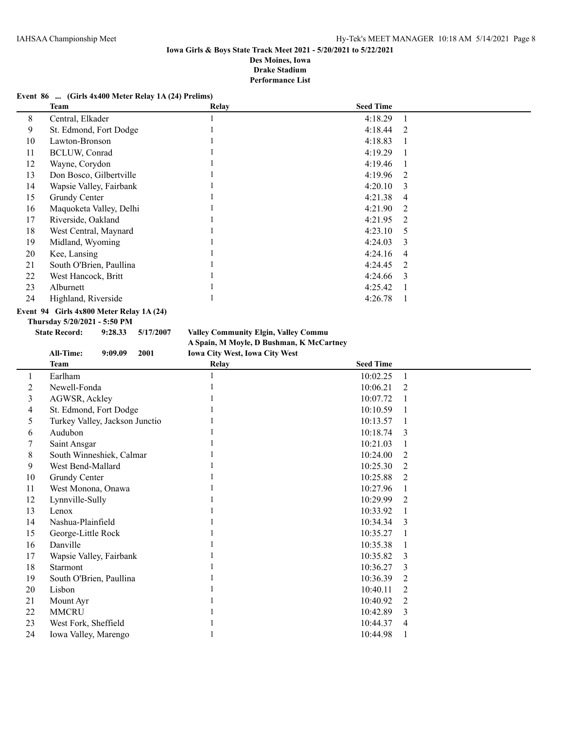**Iowa Girls & Boys State Track Meet 2021 - 5/20/2021 to 5/22/2021**
**Des Moines, Iowa**
**Drake Stadium**
**Performance List**

**Event 86 ... (Girls 4x400 Meter Relay 1A (24) Prelims)**

| | Team | Relay | Seed Time | |
|---|---|---|---|---|
| 8 | Central, Elkader | 1 | 4:18.29 | 1 |
| 9 | St. Edmond, Fort Dodge | 1 | 4:18.44 | 2 |
| 10 | Lawton-Bronson | 1 | 4:18.83 | 1 |
| 11 | BCLUW, Conrad | 1 | 4:19.29 | 1 |
| 12 | Wayne, Corydon | 1 | 4:19.46 | 1 |
| 13 | Don Bosco, Gilbertville | 1 | 4:19.96 | 2 |
| 14 | Wapsie Valley, Fairbank | 1 | 4:20.10 | 3 |
| 15 | Grundy Center | 1 | 4:21.38 | 4 |
| 16 | Maquoketa Valley, Delhi | 1 | 4:21.90 | 2 |
| 17 | Riverside, Oakland | 1 | 4:21.95 | 2 |
| 18 | West Central, Maynard | 1 | 4:23.10 | 5 |
| 19 | Midland, Wyoming | 1 | 4:24.03 | 3 |
| 20 | Kee, Lansing | 1 | 4:24.16 | 4 |
| 21 | South O'Brien, Paullina | 1 | 4:24.45 | 2 |
| 22 | West Hancock, Britt | 1 | 4:24.66 | 3 |
| 23 | Alburnett | 1 | 4:25.42 | 1 |
| 24 | Highland, Riverside | 1 | 4:26.78 | 1 |

**Event 94 Girls 4x800 Meter Relay 1A (24)**

**Thursday 5/20/2021 - 5:50 PM**

**State Record: 9:28.33 5/17/2007 Valley Community Elgin, Valley Commu**
**A Spain, M Moyle, D Bushman, K McCartney**
**All-Time: 9:09.09 2001 Iowa City West, Iowa City West**

| | Team | Relay | Seed Time | |
|---|---|---|---|---|
| 1 | Earlham | 1 | 10:02.25 | 1 |
| 2 | Newell-Fonda | 1 | 10:06.21 | 2 |
| 3 | AGWSR, Ackley | 1 | 10:07.72 | 1 |
| 4 | St. Edmond, Fort Dodge | 1 | 10:10.59 | 1 |
| 5 | Turkey Valley, Jackson Junctio | 1 | 10:13.57 | 1 |
| 6 | Audubon | 1 | 10:18.74 | 3 |
| 7 | Saint Ansgar | 1 | 10:21.03 | 1 |
| 8 | South Winneshiek, Calmar | 1 | 10:24.00 | 2 |
| 9 | West Bend-Mallard | 1 | 10:25.30 | 2 |
| 10 | Grundy Center | 1 | 10:25.88 | 2 |
| 11 | West Monona, Onawa | 1 | 10:27.96 | 1 |
| 12 | Lynnville-Sully | 1 | 10:29.99 | 2 |
| 13 | Lenox | 1 | 10:33.92 | 1 |
| 14 | Nashua-Plainfield | 1 | 10:34.34 | 3 |
| 15 | George-Little Rock | 1 | 10:35.27 | 1 |
| 16 | Danville | 1 | 10:35.38 | 1 |
| 17 | Wapsie Valley, Fairbank | 1 | 10:35.82 | 3 |
| 18 | Starmont | 1 | 10:36.27 | 3 |
| 19 | South O'Brien, Paullina | 1 | 10:36.39 | 2 |
| 20 | Lisbon | 1 | 10:40.11 | 2 |
| 21 | Mount Ayr | 1 | 10:40.92 | 2 |
| 22 | MMCRU | 1 | 10:42.89 | 3 |
| 23 | West Fork, Sheffield | 1 | 10:44.37 | 4 |
| 24 | Iowa Valley, Marengo | 1 | 10:44.98 | 1 |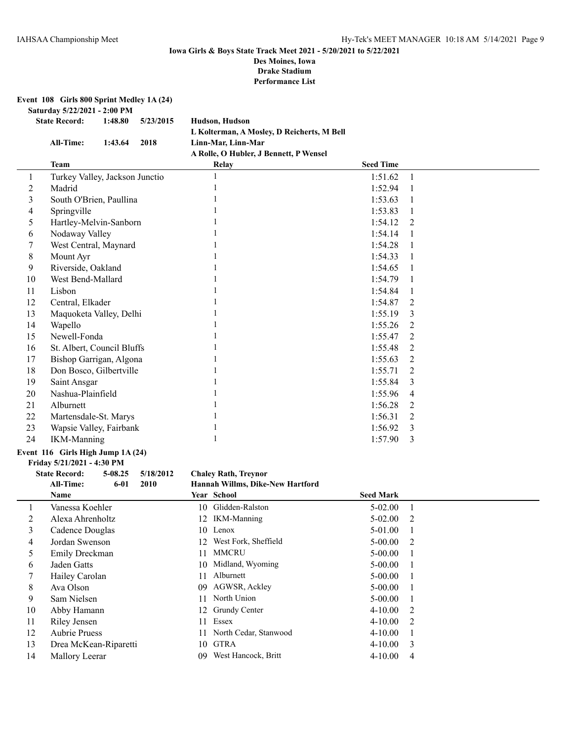**Iowa Girls & Boys State Track Meet 2021 - 5/20/2021 to 5/22/2021**
**Des Moines, Iowa**
**Drake Stadium**
**Performance List**

### Event 108 Girls 800 Sprint Medley 1A (24)

**Saturday 5/22/2021 - 2:00 PM**

| | | | |
|---|---|---|---|
| **State Record:** | **1:48.80** | **5/23/2015** | **Hudson, Hudson** |
| | | | **L Kolterman, A Mosley, D Reicherts, M Bell** |
| **All-Time:** | **1:43.64** | **2018** | **Linn-Mar, Linn-Mar** |
| | | | **A Rolle, O Hubler, J Bennett, P Wensel** |

| | Team | Relay | Seed Time | |
|---|---|---|---|---|
| 1 | Turkey Valley, Jackson Junctio | 1 | 1:51.62 | 1 |
| 2 | Madrid | 1 | 1:52.94 | 1 |
| 3 | South O'Brien, Paullina | 1 | 1:53.63 | 1 |
| 4 | Springville | 1 | 1:53.83 | 1 |
| 5 | Hartley-Melvin-Sanborn | 1 | 1:54.12 | 2 |
| 6 | Nodaway Valley | 1 | 1:54.14 | 1 |
| 7 | West Central, Maynard | 1 | 1:54.28 | 1 |
| 8 | Mount Ayr | 1 | 1:54.33 | 1 |
| 9 | Riverside, Oakland | 1 | 1:54.65 | 1 |
| 10 | West Bend-Mallard | 1 | 1:54.79 | 1 |
| 11 | Lisbon | 1 | 1:54.84 | 1 |
| 12 | Central, Elkader | 1 | 1:54.87 | 2 |
| 13 | Maquoketa Valley, Delhi | 1 | 1:55.19 | 3 |
| 14 | Wapello | 1 | 1:55.26 | 2 |
| 15 | Newell-Fonda | 1 | 1:55.47 | 2 |
| 16 | St. Albert, Council Bluffs | 1 | 1:55.48 | 2 |
| 17 | Bishop Garrigan, Algona | 1 | 1:55.63 | 2 |
| 18 | Don Bosco, Gilbertville | 1 | 1:55.71 | 2 |
| 19 | Saint Ansgar | 1 | 1:55.84 | 3 |
| 20 | Nashua-Plainfield | 1 | 1:55.96 | 4 |
| 21 | Alburnett | 1 | 1:56.28 | 2 |
| 22 | Martensdale-St. Marys | 1 | 1:56.31 | 2 |
| 23 | Wapsie Valley, Fairbank | 1 | 1:56.92 | 3 |
| 24 | IKM-Manning | 1 | 1:57.90 | 3 |

### Event 116 Girls High Jump 1A (24)

**Friday 5/21/2021 - 4:30 PM**

| | | | |
|---|---|---|---|
| **State Record:** | **5-08.25** | **5/18/2012** | **Chaley Rath, Treynor** |
| **All-Time:** | **6-01** | **2010** | **Hannah Willms, Dike-New Hartford** |

| | Name | Year | School | Seed Mark | |
|---|---|---|---|---|---|
| 1 | Vanessa Koehler | 10 | Glidden-Ralston | 5-02.00 | 1 |
| 2 | Alexa Ahrenholtz | 12 | IKM-Manning | 5-02.00 | 2 |
| 3 | Cadence Douglas | 10 | Lenox | 5-01.00 | 1 |
| 4 | Jordan Swenson | 12 | West Fork, Sheffield | 5-00.00 | 2 |
| 5 | Emily Dreckman | 11 | MMCRU | 5-00.00 | 1 |
| 6 | Jaden Gatts | 10 | Midland, Wyoming | 5-00.00 | 1 |
| 7 | Hailey Carolan | 11 | Alburnett | 5-00.00 | 1 |
| 8 | Ava Olson | 09 | AGWSR, Ackley | 5-00.00 | 1 |
| 9 | Sam Nielsen | 11 | North Union | 5-00.00 | 1 |
| 10 | Abby Hamann | 12 | Grundy Center | 4-10.00 | 2 |
| 11 | Riley Jensen | 11 | Essex | 4-10.00 | 2 |
| 12 | Aubrie Pruess | 11 | North Cedar, Stanwood | 4-10.00 | 1 |
| 13 | Drea McKean-Riparetti | 10 | GTRA | 4-10.00 | 3 |
| 14 | Mallory Leerar | 09 | West Hancock, Britt | 4-10.00 | 4 |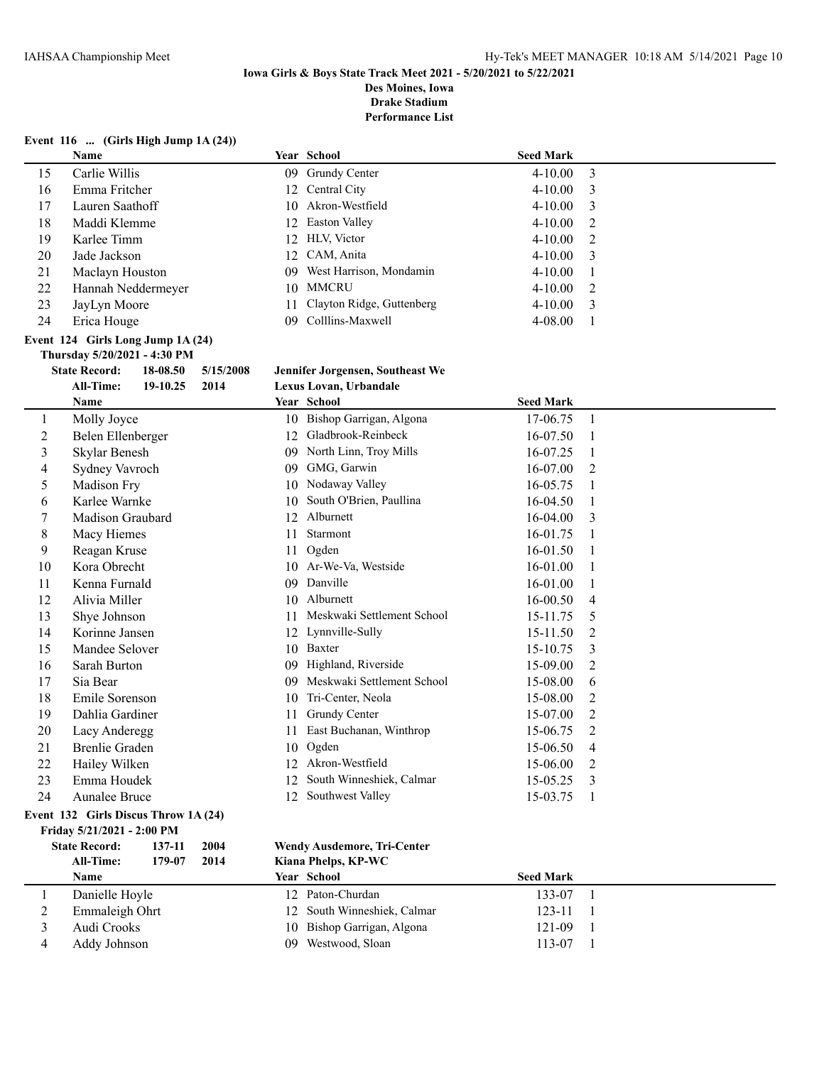**Iowa Girls & Boys State Track Meet 2021 - 5/20/2021 to 5/22/2021**
**Des Moines, Iowa**
**Drake Stadium**
**Performance List**

**Event 116 ... (Girls High Jump 1A (24))**

| | Name | Year | School | Seed Mark | |
|---|---|---|---|---|---|
| 15 | Carlie Willis | 09 | Grundy Center | 4-10.00 | 3 |
| 16 | Emma Fritcher | 12 | Central City | 4-10.00 | 3 |
| 17 | Lauren Saathoff | 10 | Akron-Westfield | 4-10.00 | 3 |
| 18 | Maddi Klemme | 12 | Easton Valley | 4-10.00 | 2 |
| 19 | Karlee Timm | 12 | HLV, Victor | 4-10.00 | 2 |
| 20 | Jade Jackson | 12 | CAM, Anita | 4-10.00 | 3 |
| 21 | Maclayn Houston | 09 | West Harrison, Mondamin | 4-10.00 | 1 |
| 22 | Hannah Neddermeyer | 10 | MMCRU | 4-10.00 | 2 |
| 23 | JayLyn Moore | 11 | Clayton Ridge, Guttenberg | 4-10.00 | 3 |
| 24 | Erica Houge | 09 | Colllins-Maxwell | 4-08.00 | 1 |

**Event 124 Girls Long Jump 1A (24)**
**Thursday 5/20/2021 - 4:30 PM**

**State Record:** 18-08.50 5/15/2008 Jennifer Jorgensen, Southeast We
**All-Time:** 19-10.25 2014 Lexus Lovan, Urbandale

| | Name | Year | School | Seed Mark | |
|---|---|---|---|---|---|
| 1 | Molly Joyce | 10 | Bishop Garrigan, Algona | 17-06.75 | 1 |
| 2 | Belen Ellenberger | 12 | Gladbrook-Reinbeck | 16-07.50 | 1 |
| 3 | Skylar Benesh | 09 | North Linn, Troy Mills | 16-07.25 | 1 |
| 4 | Sydney Vavroch | 09 | GMG, Garwin | 16-07.00 | 2 |
| 5 | Madison Fry | 10 | Nodaway Valley | 16-05.75 | 1 |
| 6 | Karlee Warnke | 10 | South O'Brien, Paullina | 16-04.50 | 1 |
| 7 | Madison Graubard | 12 | Alburnett | 16-04.00 | 3 |
| 8 | Macy Hiemes | 11 | Starmont | 16-01.75 | 1 |
| 9 | Reagan Kruse | 11 | Ogden | 16-01.50 | 1 |
| 10 | Kora Obrecht | 10 | Ar-We-Va, Westside | 16-01.00 | 1 |
| 11 | Kenna Furnald | 09 | Danville | 16-01.00 | 1 |
| 12 | Alivia Miller | 10 | Alburnett | 16-00.50 | 4 |
| 13 | Shye Johnson | 11 | Meskwaki Settlement School | 15-11.75 | 5 |
| 14 | Korinne Jansen | 12 | Lynnville-Sully | 15-11.50 | 2 |
| 15 | Mandee Selover | 10 | Baxter | 15-10.75 | 3 |
| 16 | Sarah Burton | 09 | Highland, Riverside | 15-09.00 | 2 |
| 17 | Sia Bear | 09 | Meskwaki Settlement School | 15-08.00 | 6 |
| 18 | Emile Sorenson | 10 | Tri-Center, Neola | 15-08.00 | 2 |
| 19 | Dahlia Gardiner | 11 | Grundy Center | 15-07.00 | 2 |
| 20 | Lacy Anderegg | 11 | East Buchanan, Winthrop | 15-06.75 | 2 |
| 21 | Brenlie Graden | 10 | Ogden | 15-06.50 | 4 |
| 22 | Hailey Wilken | 12 | Akron-Westfield | 15-06.00 | 2 |
| 23 | Emma Houdek | 12 | South Winneshiek, Calmar | 15-05.25 | 3 |
| 24 | Aunalee Bruce | 12 | Southwest Valley | 15-03.75 | 1 |

**Event 132 Girls Discus Throw 1A (24)**
**Friday 5/21/2021 - 2:00 PM**

**State Record:** 137-11 2004 Wendy Ausdemore, Tri-Center
**All-Time:** 179-07 2014 Kiana Phelps, KP-WC

| | Name | Year | School | Seed Mark | |
|---|---|---|---|---|---|
| 1 | Danielle Hoyle | 12 | Paton-Churdan | 133-07 | 1 |
| 2 | Emmaleigh Ohrt | 12 | South Winneshiek, Calmar | 123-11 | 1 |
| 3 | Audi Crooks | 10 | Bishop Garrigan, Algona | 121-09 | 1 |
| 4 | Addy Johnson | 09 | Westwood, Sloan | 113-07 | 1 |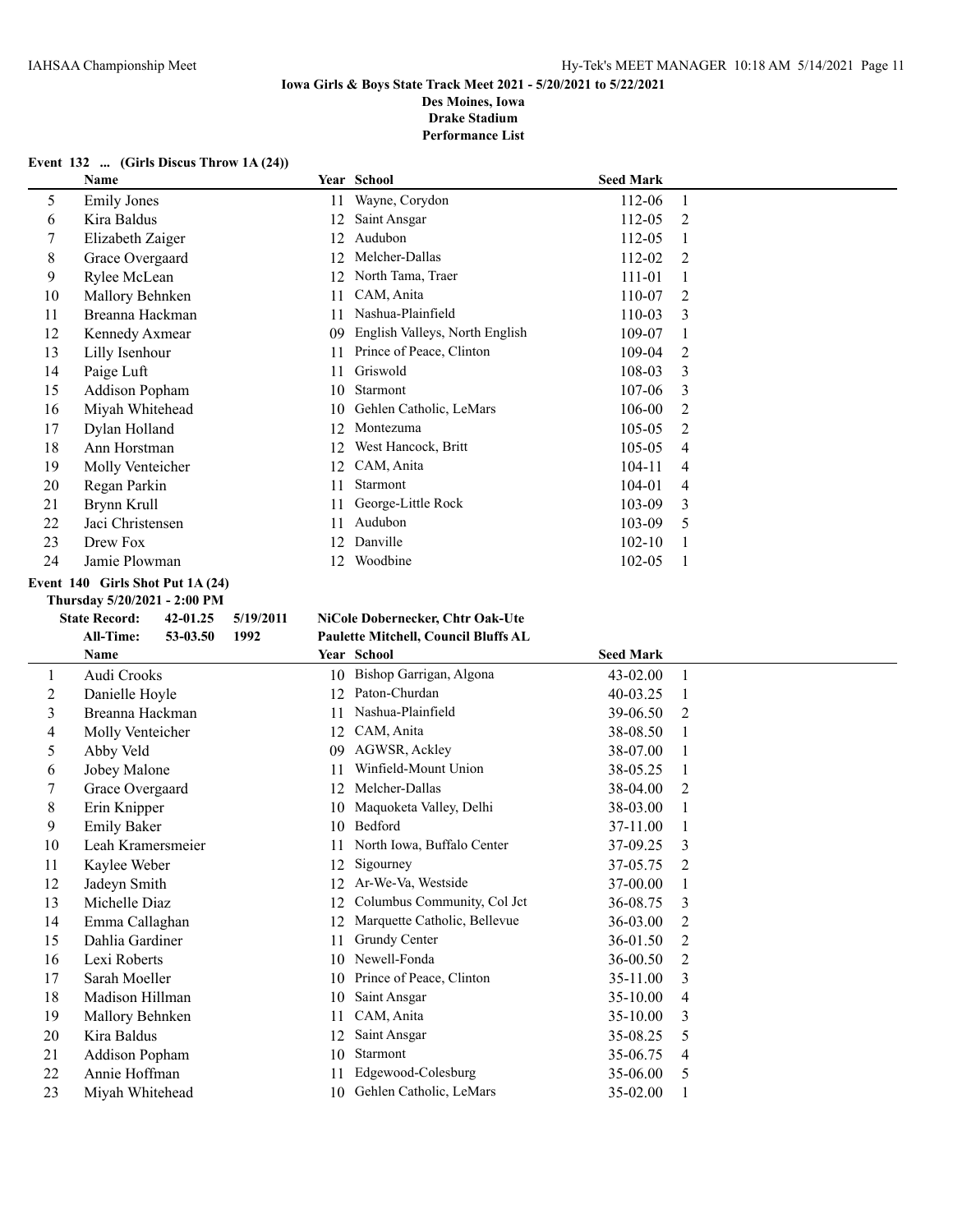**Iowa Girls & Boys State Track Meet 2021 - 5/20/2021 to 5/22/2021**
**Des Moines, Iowa**
**Drake Stadium**
**Performance List**

**Event 132 ... (Girls Discus Throw 1A (24))**

| | Name | Year | School | Seed Mark | |
|---|---|---|---|---|---|
| 5 | Emily Jones | 11 | Wayne, Corydon | 112-06 | 1 |
| 6 | Kira Baldus | 12 | Saint Ansgar | 112-05 | 2 |
| 7 | Elizabeth Zaiger | 12 | Audubon | 112-05 | 1 |
| 8 | Grace Overgaard | 12 | Melcher-Dallas | 112-02 | 2 |
| 9 | Rylee McLean | 12 | North Tama, Traer | 111-01 | 1 |
| 10 | Mallory Behnken | 11 | CAM, Anita | 110-07 | 2 |
| 11 | Breanna Hackman | 11 | Nashua-Plainfield | 110-03 | 3 |
| 12 | Kennedy Axmear | 09 | English Valleys, North English | 109-07 | 1 |
| 13 | Lilly Isenhour | 11 | Prince of Peace, Clinton | 109-04 | 2 |
| 14 | Paige Luft | 11 | Griswold | 108-03 | 3 |
| 15 | Addison Popham | 10 | Starmont | 107-06 | 3 |
| 16 | Miyah Whitehead | 10 | Gehlen Catholic, LeMars | 106-00 | 2 |
| 17 | Dylan Holland | 12 | Montezuma | 105-05 | 2 |
| 18 | Ann Horstman | 12 | West Hancock, Britt | 105-05 | 4 |
| 19 | Molly Venteicher | 12 | CAM, Anita | 104-11 | 4 |
| 20 | Regan Parkin | 11 | Starmont | 104-01 | 4 |
| 21 | Brynn Krull | 11 | George-Little Rock | 103-09 | 3 |
| 22 | Jaci Christensen | 11 | Audubon | 103-09 | 5 |
| 23 | Drew Fox | 12 | Danville | 102-10 | 1 |
| 24 | Jamie Plowman | 12 | Woodbine | 102-05 | 1 |

**Event 140 Girls Shot Put 1A (24)**

**Thursday 5/20/2021 - 2:00 PM**

**State Record: 42-01.25 5/19/2011 NiCole Dobernecker, Chtr Oak-Ute**
**All-Time: 53-03.50 1992 Paulette Mitchell, Council Bluffs AL**

| | Name | Year | School | Seed Mark | |
|---|---|---|---|---|---|
| 1 | Audi Crooks | 10 | Bishop Garrigan, Algona | 43-02.00 | 1 |
| 2 | Danielle Hoyle | 12 | Paton-Churdan | 40-03.25 | 1 |
| 3 | Breanna Hackman | 11 | Nashua-Plainfield | 39-06.50 | 2 |
| 4 | Molly Venteicher | 12 | CAM, Anita | 38-08.50 | 1 |
| 5 | Abby Veld | 09 | AGWSR, Ackley | 38-07.00 | 1 |
| 6 | Jobey Malone | 11 | Winfield-Mount Union | 38-05.25 | 1 |
| 7 | Grace Overgaard | 12 | Melcher-Dallas | 38-04.00 | 2 |
| 8 | Erin Knipper | 10 | Maquoketa Valley, Delhi | 38-03.00 | 1 |
| 9 | Emily Baker | 10 | Bedford | 37-11.00 | 1 |
| 10 | Leah Kramersmeier | 11 | North Iowa, Buffalo Center | 37-09.25 | 3 |
| 11 | Kaylee Weber | 12 | Sigourney | 37-05.75 | 2 |
| 12 | Jadeyn Smith | 12 | Ar-We-Va, Westside | 37-00.00 | 1 |
| 13 | Michelle Diaz | 12 | Columbus Community, Col Jct | 36-08.75 | 3 |
| 14 | Emma Callaghan | 12 | Marquette Catholic, Bellevue | 36-03.00 | 2 |
| 15 | Dahlia Gardiner | 11 | Grundy Center | 36-01.50 | 2 |
| 16 | Lexi Roberts | 10 | Newell-Fonda | 36-00.50 | 2 |
| 17 | Sarah Moeller | 10 | Prince of Peace, Clinton | 35-11.00 | 3 |
| 18 | Madison Hillman | 10 | Saint Ansgar | 35-10.00 | 4 |
| 19 | Mallory Behnken | 11 | CAM, Anita | 35-10.00 | 3 |
| 20 | Kira Baldus | 12 | Saint Ansgar | 35-08.25 | 5 |
| 21 | Addison Popham | 10 | Starmont | 35-06.75 | 4 |
| 22 | Annie Hoffman | 11 | Edgewood-Colesburg | 35-06.00 | 5 |
| 23 | Miyah Whitehead | 10 | Gehlen Catholic, LeMars | 35-02.00 | 1 |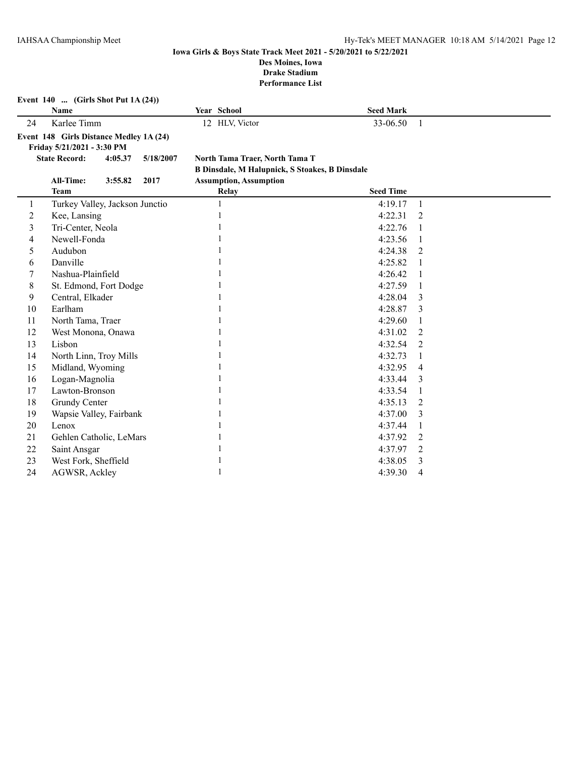**Iowa Girls & Boys State Track Meet 2021 - 5/20/2021 to 5/22/2021**
**Des Moines, Iowa**
**Drake Stadium**
**Performance List**

**Event 140 ... (Girls Shot Put 1A (24))**

| | Name | Year | School | Seed Mark | |
|---|---|---|---|---|---|
| 24 | Karlee Timm | 12 | HLV, Victor | 33-06.50 | 1 |

**Event 148 Girls Distance Medley 1A (24)**
**Friday 5/21/2021 - 3:30 PM**

**State Record:** 4:05.37 5/18/2007 North Tama Traer, North Tama T
B Dinsdale, M Halupnick, S Stoakes, B Dinsdale
**All-Time:** 3:55.82 2017 Assumption, Assumption

| | Team | Relay | Seed Time | |
|---|---|---|---|---|
| 1 | Turkey Valley, Jackson Junctio | 1 | 4:19.17 | 1 |
| 2 | Kee, Lansing | 1 | 4:22.31 | 2 |
| 3 | Tri-Center, Neola | 1 | 4:22.76 | 1 |
| 4 | Newell-Fonda | 1 | 4:23.56 | 1 |
| 5 | Audubon | 1 | 4:24.38 | 2 |
| 6 | Danville | 1 | 4:25.82 | 1 |
| 7 | Nashua-Plainfield | 1 | 4:26.42 | 1 |
| 8 | St. Edmond, Fort Dodge | 1 | 4:27.59 | 1 |
| 9 | Central, Elkader | 1 | 4:28.04 | 3 |
| 10 | Earlham | 1 | 4:28.87 | 3 |
| 11 | North Tama, Traer | 1 | 4:29.60 | 1 |
| 12 | West Monona, Onawa | 1 | 4:31.02 | 2 |
| 13 | Lisbon | 1 | 4:32.54 | 2 |
| 14 | North Linn, Troy Mills | 1 | 4:32.73 | 1 |
| 15 | Midland, Wyoming | 1 | 4:32.95 | 4 |
| 16 | Logan-Magnolia | 1 | 4:33.44 | 3 |
| 17 | Lawton-Bronson | 1 | 4:33.54 | 1 |
| 18 | Grundy Center | 1 | 4:35.13 | 2 |
| 19 | Wapsie Valley, Fairbank | 1 | 4:37.00 | 3 |
| 20 | Lenox | 1 | 4:37.44 | 1 |
| 21 | Gehlen Catholic, LeMars | 1 | 4:37.92 | 2 |
| 22 | Saint Ansgar | 1 | 4:37.97 | 2 |
| 23 | West Fork, Sheffield | 1 | 4:38.05 | 3 |
| 24 | AGWSR, Ackley | 1 | 4:39.30 | 4 |